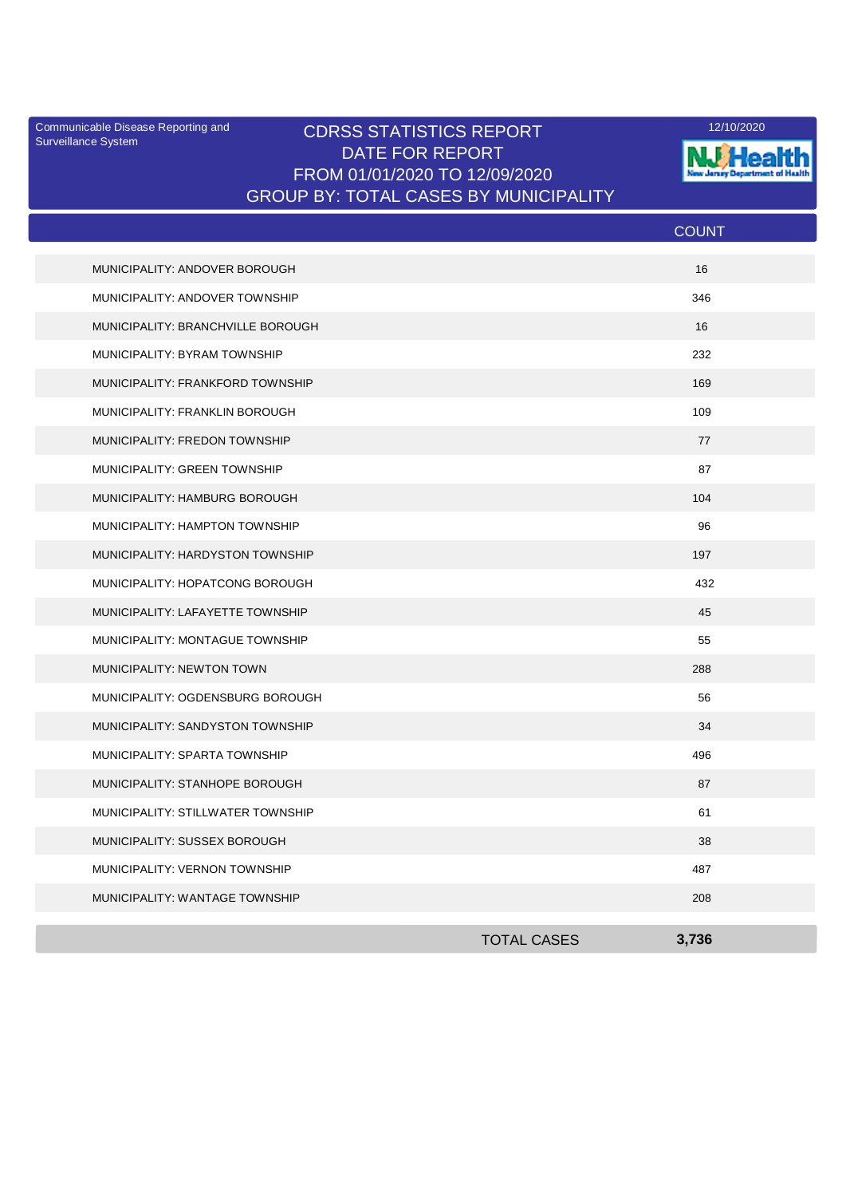Communicable Disease Reporting and Surveillance System

12/10/2020

# CDRSS STATISTICS REPORT
## DATE FOR REPORT
## FROM 01/01/2020 TO 12/09/2020
## GROUP BY: TOTAL CASES BY MUNICIPALITY

| | COUNT |
|---|---|
| MUNICIPALITY: ANDOVER BOROUGH | 16 |
| MUNICIPALITY: ANDOVER TOWNSHIP | 346 |
| MUNICIPALITY: BRANCHVILLE BOROUGH | 16 |
| MUNICIPALITY: BYRAM TOWNSHIP | 232 |
| MUNICIPALITY: FRANKFORD TOWNSHIP | 169 |
| MUNICIPALITY: FRANKLIN BOROUGH | 109 |
| MUNICIPALITY: FREDON TOWNSHIP | 77 |
| MUNICIPALITY: GREEN TOWNSHIP | 87 |
| MUNICIPALITY: HAMBURG BOROUGH | 104 |
| MUNICIPALITY: HAMPTON TOWNSHIP | 96 |
| MUNICIPALITY: HARDYSTON TOWNSHIP | 197 |
| MUNICIPALITY: HOPATCONG BOROUGH | 432 |
| MUNICIPALITY: LAFAYETTE TOWNSHIP | 45 |
| MUNICIPALITY: MONTAGUE TOWNSHIP | 55 |
| MUNICIPALITY: NEWTON TOWN | 288 |
| MUNICIPALITY: OGDENSBURG BOROUGH | 56 |
| MUNICIPALITY: SANDYSTON TOWNSHIP | 34 |
| MUNICIPALITY: SPARTA TOWNSHIP | 496 |
| MUNICIPALITY: STANHOPE BOROUGH | 87 |
| MUNICIPALITY: STILLWATER TOWNSHIP | 61 |
| MUNICIPALITY: SUSSEX BOROUGH | 38 |
| MUNICIPALITY: VERNON TOWNSHIP | 487 |
| MUNICIPALITY: WANTAGE TOWNSHIP | 208 |
| TOTAL CASES | **3,736** |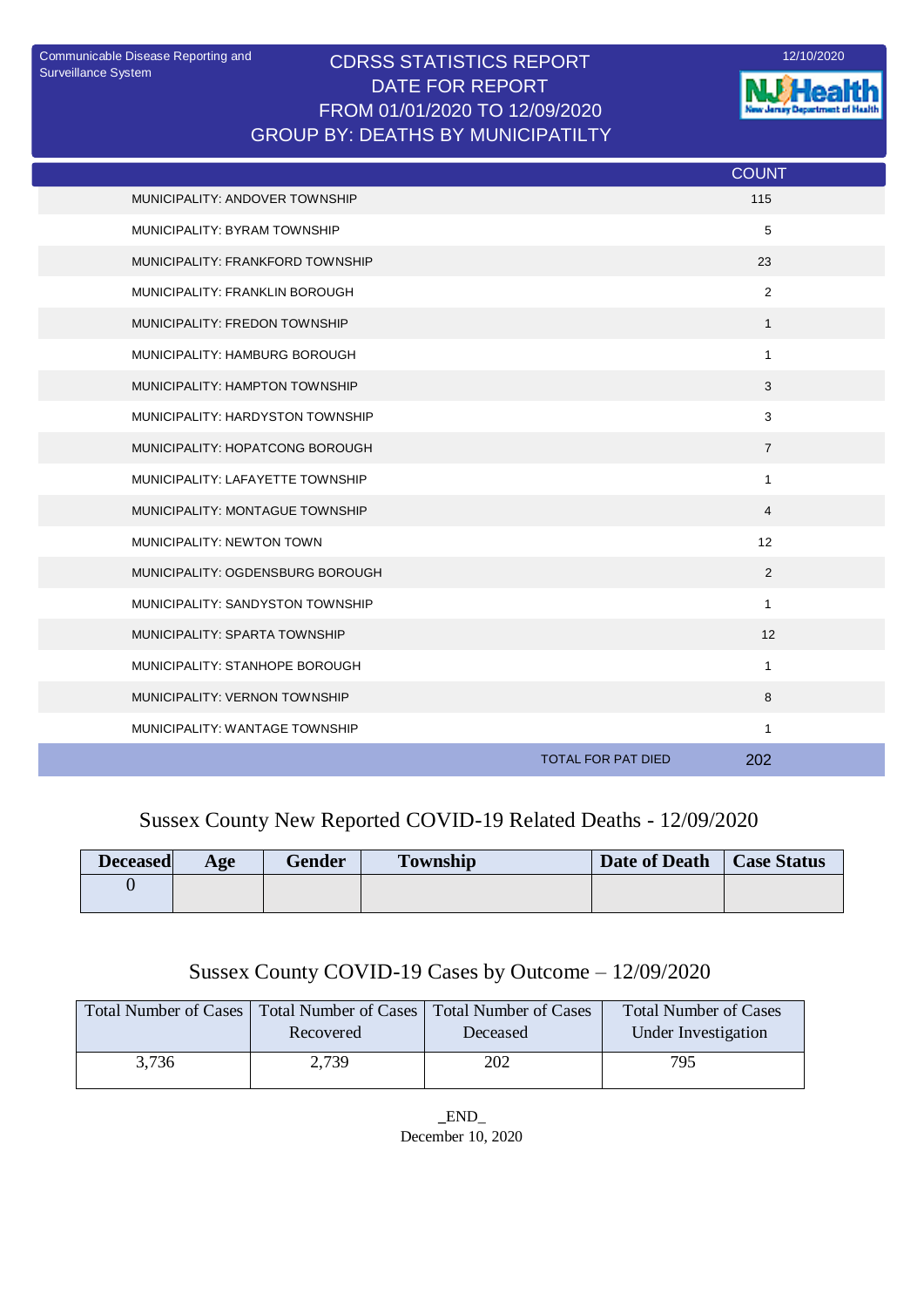Communicable Disease Reporting and Surveillance System

# CDRSS STATISTICS REPORT
## DATE FOR REPORT
## FROM 01/01/2020 TO 12/09/2020
## GROUP BY: DEATHS BY MUNICIPATILTY

12/10/2020

NJ Health New Jersey Department of Health

| | COUNT |
|---|---|
| MUNICIPALITY: ANDOVER TOWNSHIP | 115 |
| MUNICIPALITY: BYRAM TOWNSHIP | 5 |
| MUNICIPALITY: FRANKFORD TOWNSHIP | 23 |
| MUNICIPALITY: FRANKLIN BOROUGH | 2 |
| MUNICIPALITY: FREDON TOWNSHIP | 1 |
| MUNICIPALITY: HAMBURG BOROUGH | 1 |
| MUNICIPALITY: HAMPTON TOWNSHIP | 3 |
| MUNICIPALITY: HARDYSTON TOWNSHIP | 3 |
| MUNICIPALITY: HOPATCONG BOROUGH | 7 |
| MUNICIPALITY: LAFAYETTE TOWNSHIP | 1 |
| MUNICIPALITY: MONTAGUE TOWNSHIP | 4 |
| MUNICIPALITY: NEWTON TOWN | 12 |
| MUNICIPALITY: OGDENSBURG BOROUGH | 2 |
| MUNICIPALITY: SANDYSTON TOWNSHIP | 1 |
| MUNICIPALITY: SPARTA TOWNSHIP | 12 |
| MUNICIPALITY: STANHOPE BOROUGH | 1 |
| MUNICIPALITY: VERNON TOWNSHIP | 8 |
| MUNICIPALITY: WANTAGE TOWNSHIP | 1 |
| TOTAL FOR PAT DIED | 202 |

## Sussex County New Reported COVID-19 Related Deaths - 12/09/2020

| Deceased | Age | Gender | Township | Date of Death | Case Status |
|---|---|---|---|---|---|
| 0 | | | | | |

## Sussex County COVID-19 Cases by Outcome – 12/09/2020

| Total Number of Cases | Total Number of Cases Recovered | Total Number of Cases Deceased | Total Number of Cases Under Investigation |
|---|---|---|---|
| 3,736 | 2,739 | 202 | 795 |

_END_
December 10, 2020